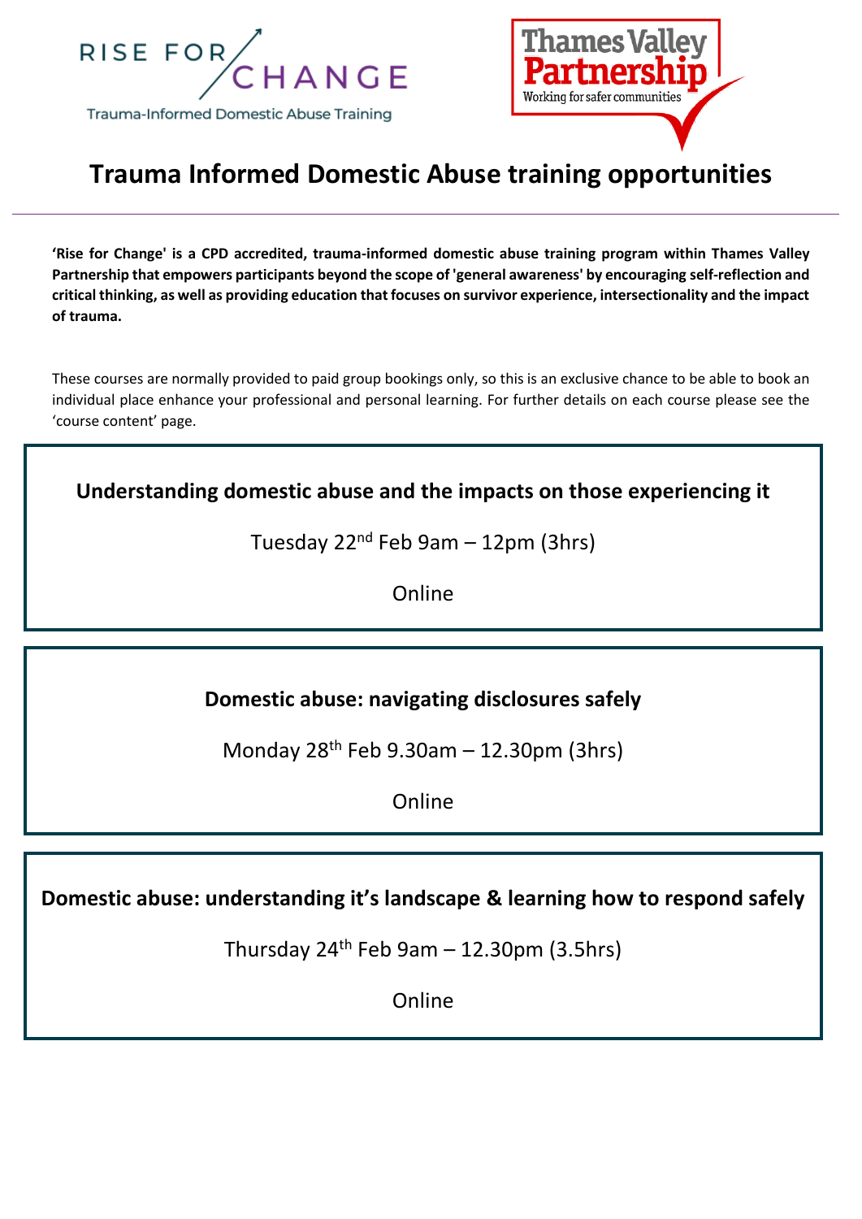RISE FOR CHANGE

Trauma-Informed Domestic Abuse Training

Thames Valley Partnership

Working for safer communities

# Trauma Informed Domestic Abuse training opportunities

**'Rise for Change' is a CPD accredited, trauma-informed domestic abuse training program within Thames Valley Partnership that empowers participants beyond the scope of 'general awareness' by encouraging self-reflection and critical thinking, as well as providing education that focuses on survivor experience, intersectionality and the impact of trauma.**

These courses are normally provided to paid group bookings only, so this is an exclusive chance to be able to book an individual place enhance your professional and personal learning. For further details on each course please see the 'course content' page.

## Understanding domestic abuse and the impacts on those experiencing it

Tuesday 22nd Feb 9am – 12pm (3hrs)

Online

## Domestic abuse: navigating disclosures safely

Monday 28th Feb 9.30am – 12.30pm (3hrs)

Online

## Domestic abuse: understanding it's landscape & learning how to respond safely

Thursday 24th Feb 9am – 12.30pm (3.5hrs)

Online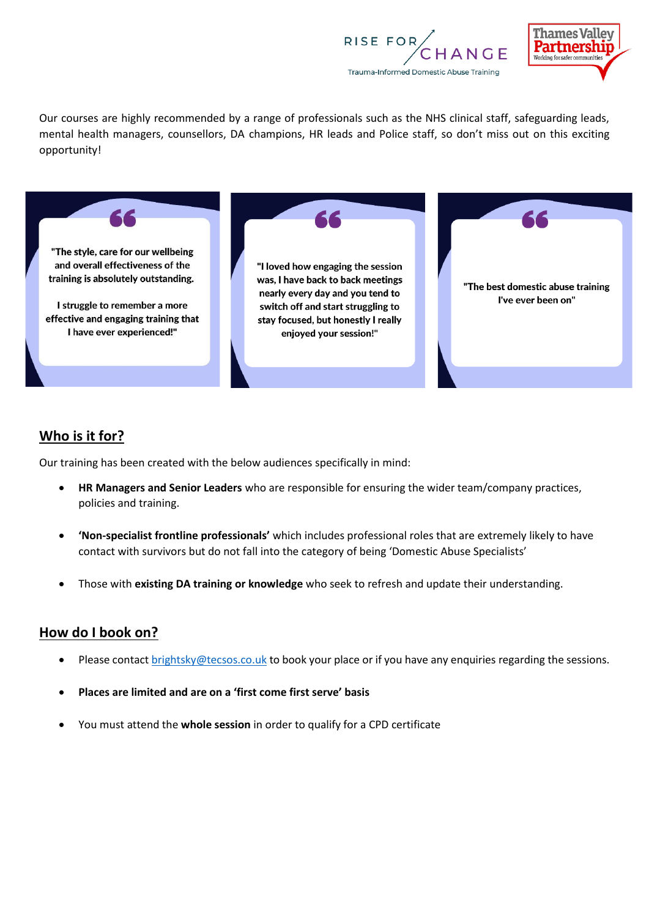Our courses are highly recommended by a range of professionals such as the NHS clinical staff, safeguarding leads, mental health managers, counsellors, DA champions, HR leads and Police staff, so don't miss out on this exciting opportunity!

> **"The style, care for our wellbeing and overall effectiveness of the training is absolutely outstanding.**
>
> **I struggle to remember a more effective and engaging training that I have ever experienced!"**

> **"I loved how engaging the session was, I have back to back meetings nearly every day and you tend to switch off and start struggling to stay focused, but honestly I really enjoyed your session!"**

> **"The best domestic abuse training I've ever been on"**

## Who is it for?

Our training has been created with the below audiences specifically in mind:

- **HR Managers and Senior Leaders** who are responsible for ensuring the wider team/company practices, policies and training.
- **'Non-specialist frontline professionals'** which includes professional roles that are extremely likely to have contact with survivors but do not fall into the category of being 'Domestic Abuse Specialists'
- Those with **existing DA training or knowledge** who seek to refresh and update their understanding.

## How do I book on?

- Please contact brightsky@tecsos.co.uk to book your place or if you have any enquiries regarding the sessions.
- **Places are limited and are on a 'first come first serve' basis**
- You must attend the **whole session** in order to qualify for a CPD certificate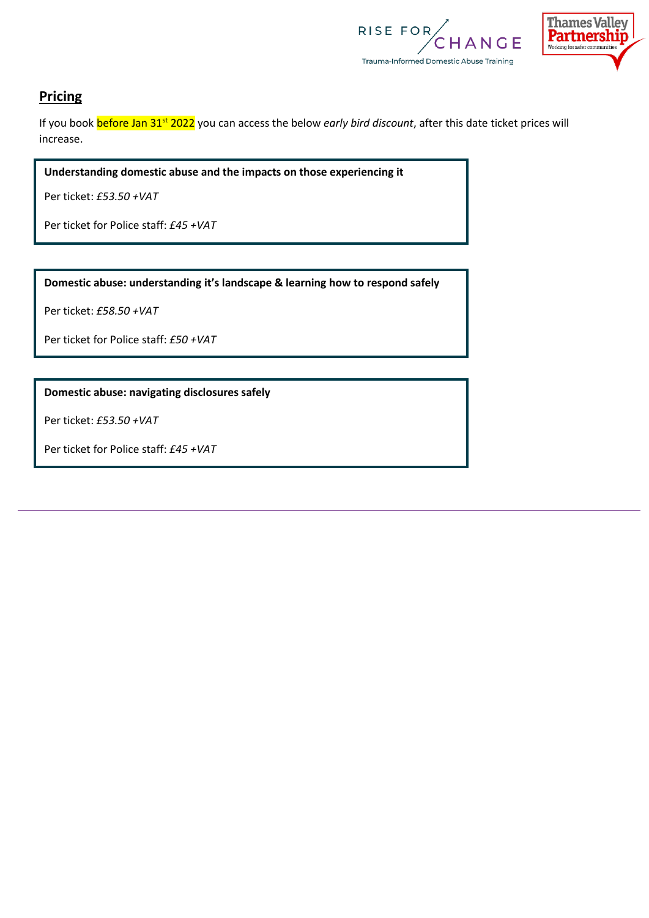## Pricing

If you book before Jan 31st 2022 you can access the below *early bird discount*, after this date ticket prices will increase.

**Understanding domestic abuse and the impacts on those experiencing it**

Per ticket: *£53.50 +VAT*

Per ticket for Police staff: *£45 +VAT*

**Domestic abuse: understanding it's landscape & learning how to respond safely**

Per ticket: *£58.50 +VAT*

Per ticket for Police staff: *£50 +VAT*

**Domestic abuse: navigating disclosures safely**

Per ticket: *£53.50 +VAT*

Per ticket for Police staff: *£45 +VAT*